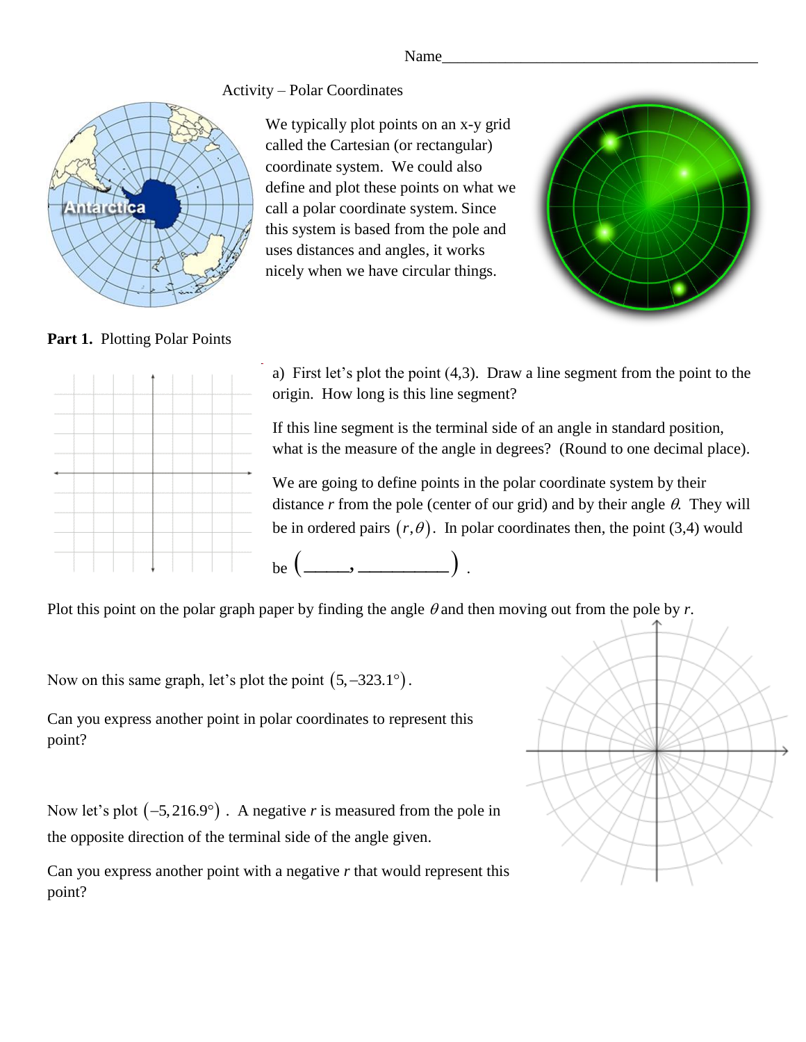Name_________________________________________

Activity – Polar Coordinates

We typically plot points on an x-y grid called the Cartesian (or rectangular) coordinate system. We could also define and plot these points on what we call a polar coordinate system. Since this system is based from the pole and uses distances and angles, it works nicely when we have circular things.

**Part 1.** Plotting Polar Points

a) First let's plot the point (4,3). Draw a line segment from the point to the origin. How long is this line segment?

If this line segment is the terminal side of an angle in standard position, what is the measure of the angle in degrees? (Round to one decimal place).

We are going to define points in the polar coordinate system by their distance *r* from the pole (center of our grid) and by their angle $\theta$. They will be in ordered pairs $(r,\theta)$. In polar coordinates then, the point (3,4) would be $(\_\_\_\_\_, \_\_\_\_\_\_\_\_\_\_)$ .

Plot this point on the polar graph paper by finding the angle $\theta$ and then moving out from the pole by *r*.

Now on this same graph, let's plot the point $(5, -323.1°)$.

Can you express another point in polar coordinates to represent this point?

Now let's plot $(-5, 216.9°)$ . A negative *r* is measured from the pole in the opposite direction of the terminal side of the angle given.

Can you express another point with a negative *r* that would represent this point?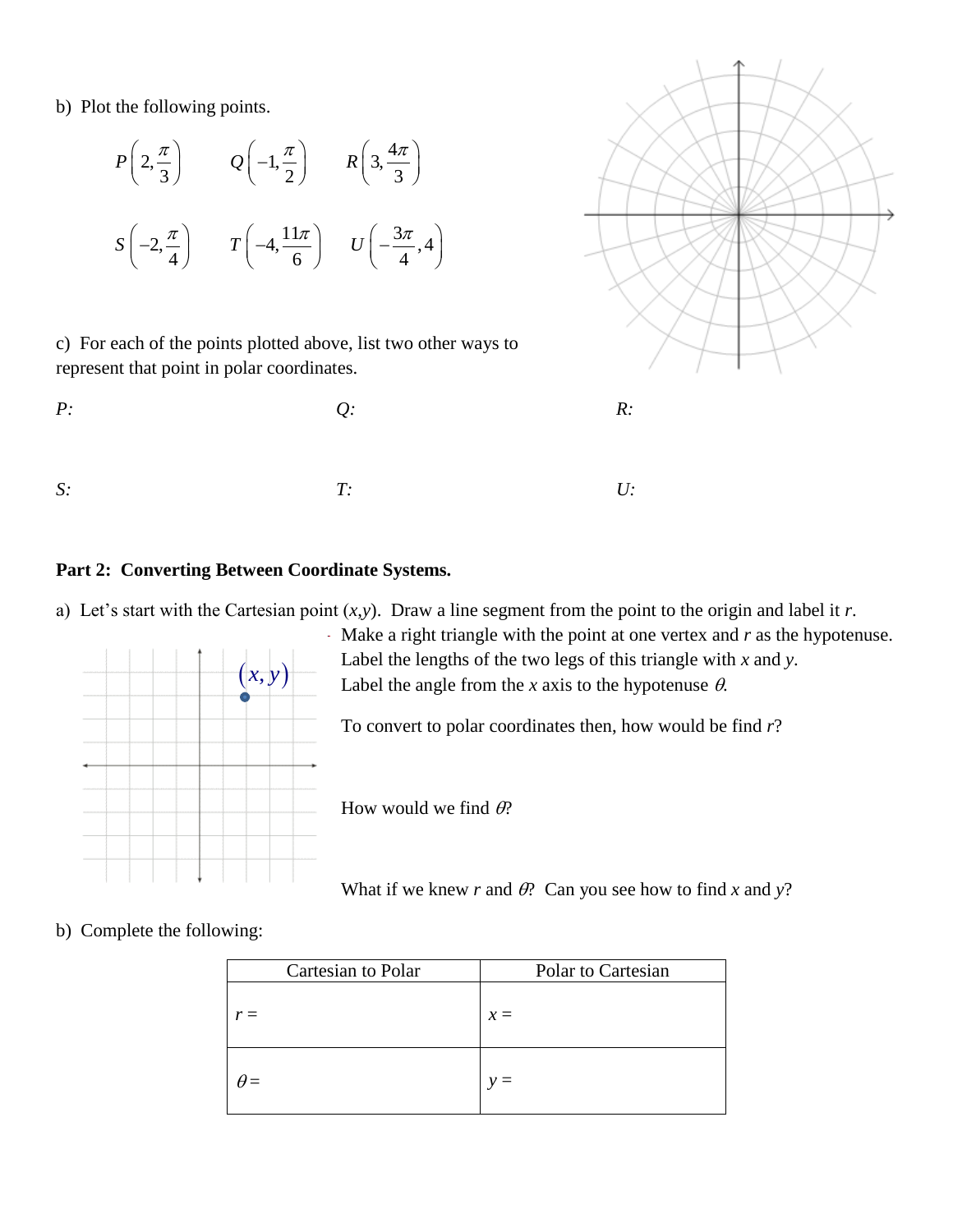b) Plot the following points.

$P\left(2, \frac{\pi}{3}\right)$ $Q\left(-1, \frac{\pi}{2}\right)$ $R\left(3, \frac{4\pi}{3}\right)$

$S\left(-2, \frac{\pi}{4}\right)$ $T\left(-4, \frac{11\pi}{6}\right)$ $U\left(-\frac{3\pi}{4}, 4\right)$

c) For each of the points plotted above, list two other ways to represent that point in polar coordinates.

*P:*

*Q:*

*R:*

*S:*

*T:*

*U:*

**Part 2: Converting Between Coordinate Systems.**

a) Let's start with the Cartesian point $(x,y)$. Draw a line segment from the point to the origin and label it $r$.

- Make a right triangle with the point at one vertex and $r$ as the hypotenuse. Label the lengths of the two legs of this triangle with $x$ and $y$. Label the angle from the $x$ axis to the hypotenuse $\theta$.

$(x, y)$

To convert to polar coordinates then, how would be find $r$?

How would we find $\theta$?

What if we knew $r$ and $\theta$? Can you see how to find $x$ and $y$?

b) Complete the following:

| Cartesian to Polar | Polar to Cartesian |
|---|---|
| $r =$ | $x =$ |
| $\theta =$ | $y =$ |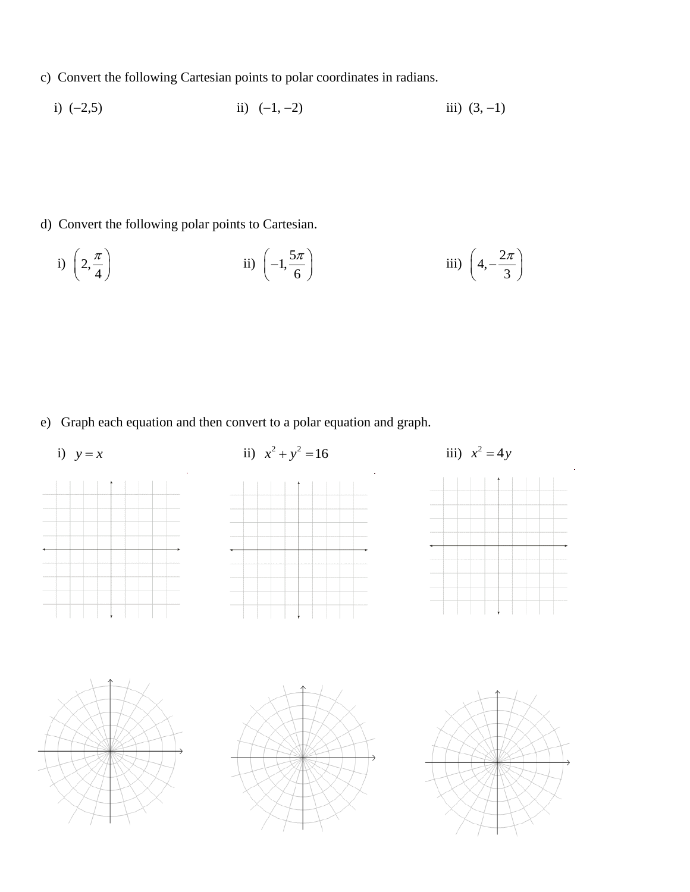c) Convert the following Cartesian points to polar coordinates in radians.

i) $(-2,5)$ ii) $(-1,-2)$ iii) $(3,-1)$

d) Convert the following polar points to Cartesian.

i) $\left(2,\frac{\pi}{4}\right)$ ii) $\left(-1,\frac{5\pi}{6}\right)$ iii) $\left(4,-\frac{2\pi}{3}\right)$

e) Graph each equation and then convert to a polar equation and graph.

i) $y = x$ ii) $x^2 + y^2 = 16$ iii) $x^2 = 4y$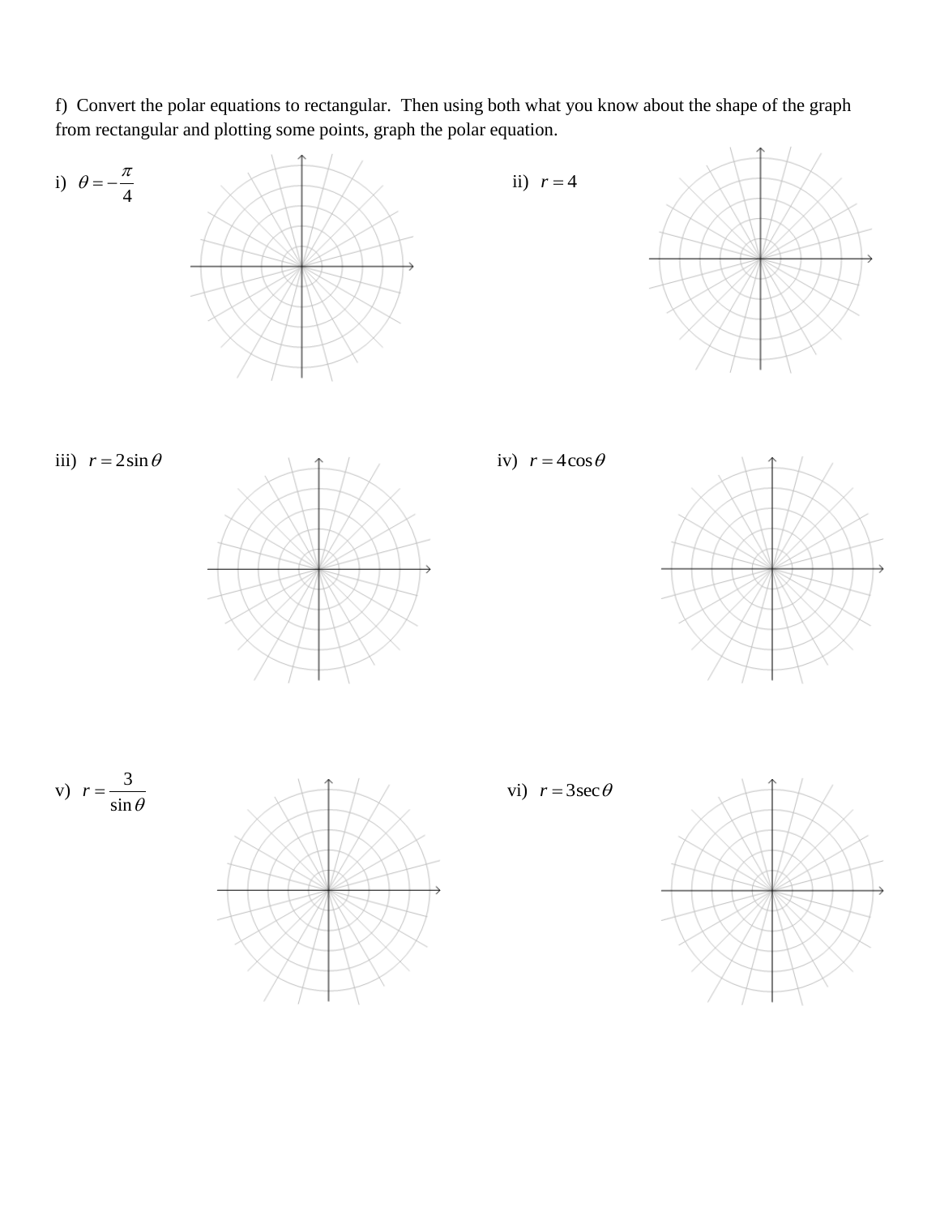f) Convert the polar equations to rectangular. Then using both what you know about the shape of the graph from rectangular and plotting some points, graph the polar equation.

i) $\theta = -\dfrac{\pi}{4}$

ii) $r = 4$

iii) $r = 2\sin\theta$

iv) $r = 4\cos\theta$

v) $r = \dfrac{3}{\sin\theta}$

vi) $r = 3\sec\theta$